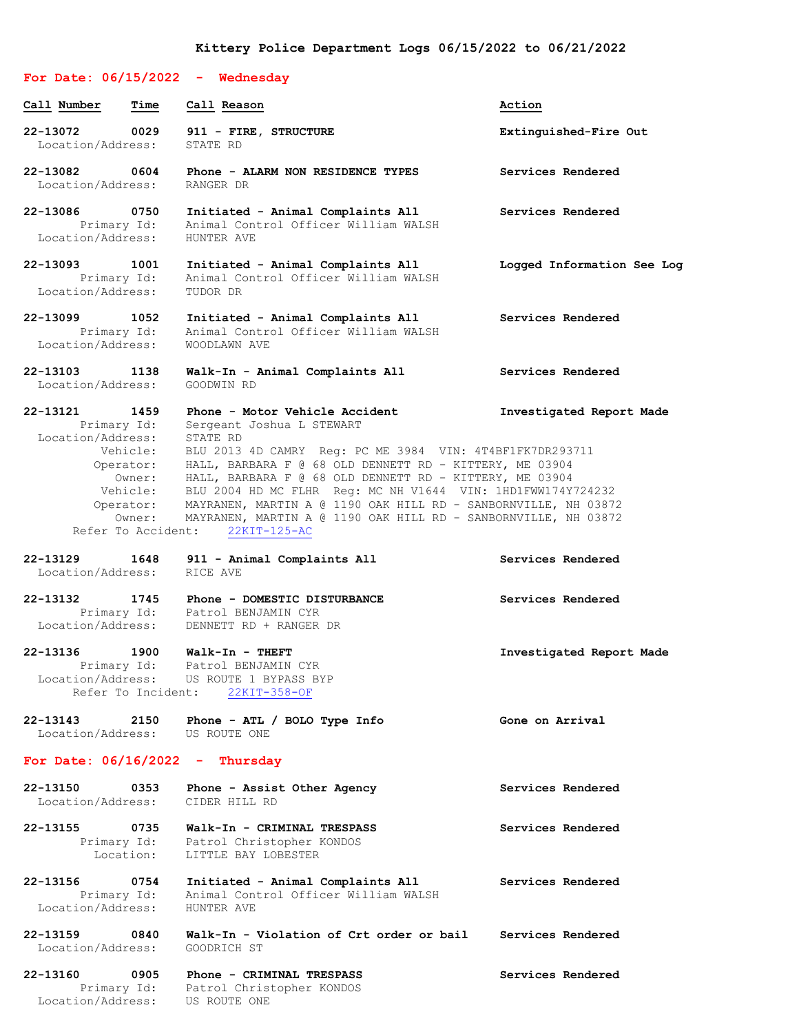# Kittery Police Department Logs 06/15/2022 to 06/21/2022

## For Date: 06/15/2022 - Wednesday

| Call Number | Time | Call Reason | Action |
|---|---|---|---|

**22-13072** 0029 **911 - FIRE, STRUCTURE** — **Extinguished-Fire Out**
Location/Address: STATE RD

**22-13082** 0604 **Phone - ALARM NON RESIDENCE TYPES** — **Services Rendered**
Location/Address: RANGER DR

**22-13086** 0750 **Initiated - Animal Complaints All** — **Services Rendered**
Primary Id: Animal Control Officer William WALSH
Location/Address: HUNTER AVE

**22-13093** 1001 **Initiated - Animal Complaints All** — **Logged Information See Log**
Primary Id: Animal Control Officer William WALSH
Location/Address: TUDOR DR

**22-13099** 1052 **Initiated - Animal Complaints All** — **Services Rendered**
Primary Id: Animal Control Officer William WALSH
Location/Address: WOODLAWN AVE

**22-13103** 1138 **Walk-In - Animal Complaints All** — **Services Rendered**
Location/Address: GOODWIN RD

**22-13121** 1459 **Phone - Motor Vehicle Accident** — **Investigated Report Made**
Primary Id: Sergeant Joshua L STEWART
Location/Address: STATE RD
Vehicle: BLU 2013 4D CAMRY Reg: PC ME 3984 VIN: 4T4BF1FK7DR293711
Operator: HALL, BARBARA F @ 68 OLD DENNETT RD - KITTERY, ME 03904
Owner: HALL, BARBARA F @ 68 OLD DENNETT RD - KITTERY, ME 03904
Vehicle: BLU 2004 HD MC FLHR Reg: MC NH V1644 VIN: 1HD1FWW174Y724232
Operator: MAYRANEN, MARTIN A @ 1190 OAK HILL RD - SANBORNVILLE, NH 03872
Owner: MAYRANEN, MARTIN A @ 1190 OAK HILL RD - SANBORNVILLE, NH 03872
Refer To Accident: 22KIT-125-AC

**22-13129** 1648 **911 - Animal Complaints All** — **Services Rendered**
Location/Address: RICE AVE

**22-13132** 1745 **Phone - DOMESTIC DISTURBANCE** — **Services Rendered**
Primary Id: Patrol BENJAMIN CYR
Location/Address: DENNETT RD + RANGER DR

**22-13136** 1900 **Walk-In - THEFT** — **Investigated Report Made**
Primary Id: Patrol BENJAMIN CYR
Location/Address: US ROUTE 1 BYPASS BYP
Refer To Incident: 22KIT-358-OF

**22-13143** 2150 **Phone - ATL / BOLO Type Info** — **Gone on Arrival**
Location/Address: US ROUTE ONE

## For Date: 06/16/2022 - Thursday

**22-13150** 0353 **Phone - Assist Other Agency** — **Services Rendered**
Location/Address: CIDER HILL RD

**22-13155** 0735 **Walk-In - CRIMINAL TRESPASS** — **Services Rendered**
Primary Id: Patrol Christopher KONDOS
Location: LITTLE BAY LOBESTER

**22-13156** 0754 **Initiated - Animal Complaints All** — **Services Rendered**
Primary Id: Animal Control Officer William WALSH
Location/Address: HUNTER AVE

**22-13159** 0840 **Walk-In - Violation of Crt order or bail** — **Services Rendered**
Location/Address: GOODRICH ST

**22-13160** 0905 **Phone - CRIMINAL TRESPASS** — **Services Rendered**
Primary Id: Patrol Christopher KONDOS
Location/Address: US ROUTE ONE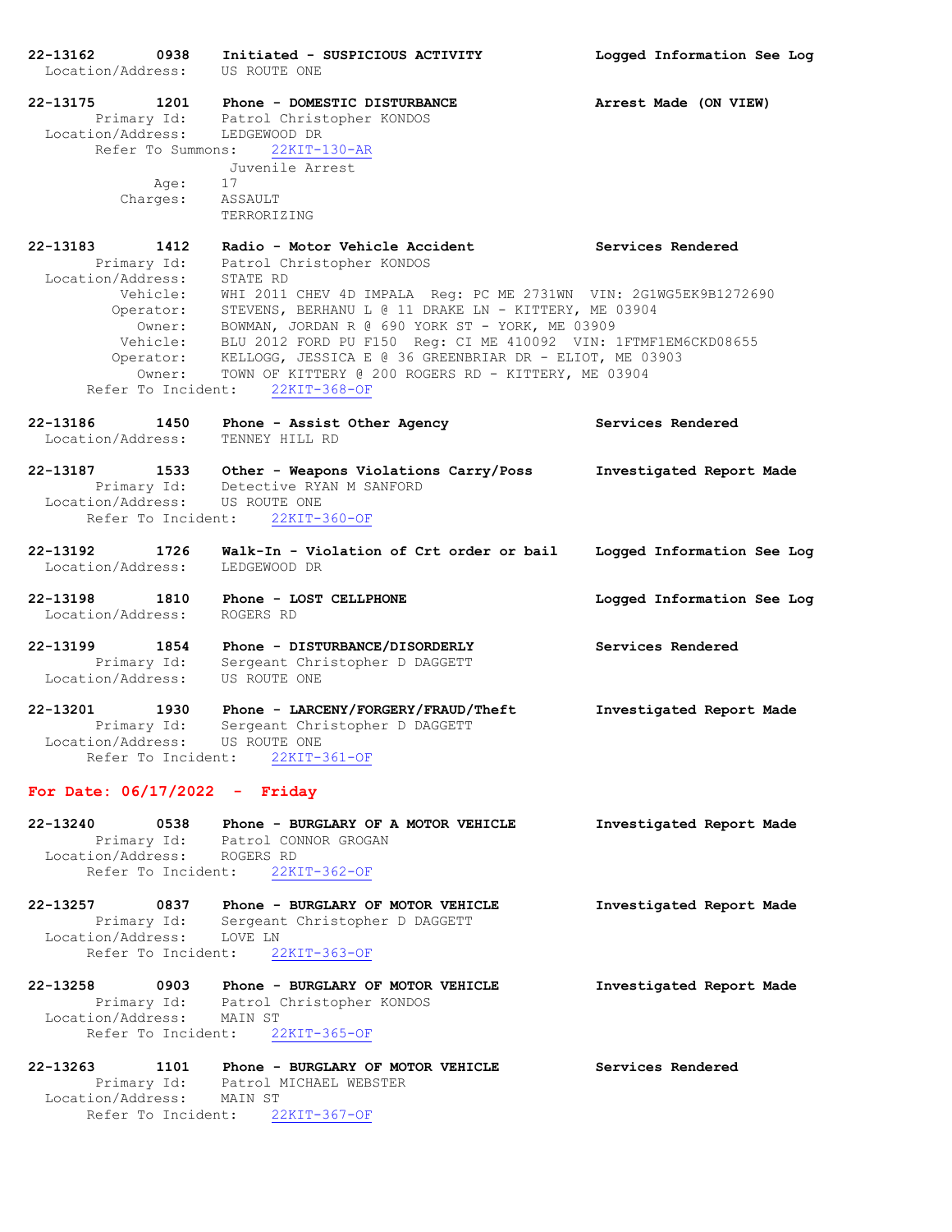**22-13162 0938 Initiated - SUSPICIOUS ACTIVITY** **Logged Information See Log**
Location/Address: US ROUTE ONE

**22-13175 1201 Phone - DOMESTIC DISTURBANCE** **Arrest Made (ON VIEW)**
Primary Id: Patrol Christopher KONDOS
Location/Address: LEDGEWOOD DR
Refer To Summons: 22KIT-130-AR
Juvenile Arrest
Age: 17
Charges: ASSAULT
TERRORIZING

**22-13183 1412 Radio - Motor Vehicle Accident** **Services Rendered**
Primary Id: Patrol Christopher KONDOS
Location/Address: STATE RD
Vehicle: WHI 2011 CHEV 4D IMPALA Reg: PC ME 2731WN VIN: 2G1WG5EK9B1272690
Operator: STEVENS, BERHANU L @ 11 DRAKE LN - KITTERY, ME 03904
Owner: BOWMAN, JORDAN R @ 690 YORK ST - YORK, ME 03909
Vehicle: BLU 2012 FORD PU F150 Reg: CI ME 410092 VIN: 1FTMF1EM6CKD08655
Operator: KELLOGG, JESSICA E @ 36 GREENBRIAR DR - ELIOT, ME 03903
Owner: TOWN OF KITTERY @ 200 ROGERS RD - KITTERY, ME 03904
Refer To Incident: 22KIT-368-OF

**22-13186 1450 Phone - Assist Other Agency** **Services Rendered**
Location/Address: TENNEY HILL RD

**22-13187 1533 Other - Weapons Violations Carry/Poss** **Investigated Report Made**
Primary Id: Detective RYAN M SANFORD
Location/Address: US ROUTE ONE
Refer To Incident: 22KIT-360-OF

**22-13192 1726 Walk-In - Violation of Crt order or bail** **Logged Information See Log**
Location/Address: LEDGEWOOD DR

**22-13198 1810 Phone - LOST CELLPHONE** **Logged Information See Log**
Location/Address: ROGERS RD

**22-13199 1854 Phone - DISTURBANCE/DISORDERLY** **Services Rendered**
Primary Id: Sergeant Christopher D DAGGETT
Location/Address: US ROUTE ONE

**22-13201 1930 Phone - LARCENY/FORGERY/FRAUD/Theft** **Investigated Report Made**
Primary Id: Sergeant Christopher D DAGGETT
Location/Address: US ROUTE ONE
Refer To Incident: 22KIT-361-OF

## For Date: 06/17/2022 - Friday

**22-13240 0538 Phone - BURGLARY OF A MOTOR VEHICLE** **Investigated Report Made**
Primary Id: Patrol CONNOR GROGAN
Location/Address: ROGERS RD
Refer To Incident: 22KIT-362-OF

**22-13257 0837 Phone - BURGLARY OF MOTOR VEHICLE** **Investigated Report Made**
Primary Id: Sergeant Christopher D DAGGETT
Location/Address: LOVE LN
Refer To Incident: 22KIT-363-OF

**22-13258 0903 Phone - BURGLARY OF MOTOR VEHICLE** **Investigated Report Made**
Primary Id: Patrol Christopher KONDOS
Location/Address: MAIN ST
Refer To Incident: 22KIT-365-OF

**22-13263 1101 Phone - BURGLARY OF MOTOR VEHICLE** **Services Rendered**
Primary Id: Patrol MICHAEL WEBSTER
Location/Address: MAIN ST
Refer To Incident: 22KIT-367-OF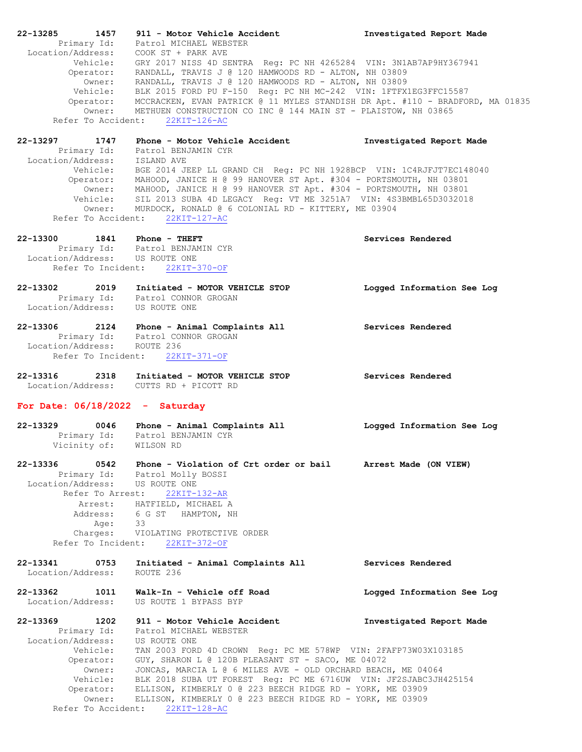**22-13285 1457 911 - Motor Vehicle Accident — Investigated Report Made**

Primary Id: Patrol MICHAEL WEBSTER
Location/Address: COOK ST + PARK AVE
Vehicle: GRY 2017 NISS 4D SENTRA Reg: PC NH 4265284 VIN: 3N1AB7AP9HY367941
Operator: RANDALL, TRAVIS J @ 120 HAMWOODS RD - ALTON, NH 03809
Owner: RANDALL, TRAVIS J @ 120 HAMWOODS RD - ALTON, NH 03809
Vehicle: BLK 2015 FORD PU F-150 Reg: PC NH MC-242 VIN: 1FTFX1EG3FFC15587
Operator: MCCRACKEN, EVAN PATRICK @ 11 MYLES STANDISH DR Apt. #110 - BRADFORD, MA 01835
Owner: METHUEN CONSTRUCTION CO INC @ 144 MAIN ST - PLAISTOW, NH 03865
Refer To Accident: 22KIT-126-AC

**22-13297 1747 Phone - Motor Vehicle Accident — Investigated Report Made**

Primary Id: Patrol BENJAMIN CYR
Location/Address: ISLAND AVE
Vehicle: BGE 2014 JEEP LL GRAND CH Reg: PC NH 1928BCP VIN: 1C4RJFJT7EC148040
Operator: MAHOOD, JANICE H @ 99 HANOVER ST Apt. #304 - PORTSMOUTH, NH 03801
Owner: MAHOOD, JANICE H @ 99 HANOVER ST Apt. #304 - PORTSMOUTH, NH 03801
Vehicle: SIL 2013 SUBA 4D LEGACY Reg: VT ME 3251A7 VIN: 4S3BMBL65D3032018
Owner: MURDOCK, RONALD @ 6 COLONIAL RD - KITTERY, ME 03904
Refer To Accident: 22KIT-127-AC

**22-13300 1841 Phone - THEFT — Services Rendered**

Primary Id: Patrol BENJAMIN CYR
Location/Address: US ROUTE ONE
Refer To Incident: 22KIT-370-OF

**22-13302 2019 Initiated - MOTOR VEHICLE STOP — Logged Information See Log**

Primary Id: Patrol CONNOR GROGAN
Location/Address: US ROUTE ONE

**22-13306 2124 Phone - Animal Complaints All — Services Rendered**

Primary Id: Patrol CONNOR GROGAN
Location/Address: ROUTE 236
Refer To Incident: 22KIT-371-OF

**22-13316 2318 Initiated - MOTOR VEHICLE STOP — Services Rendered**

Location/Address: CUTTS RD + PICOTT RD

## For Date: 06/18/2022 - Saturday

**22-13329 0046 Phone - Animal Complaints All — Logged Information See Log**

Primary Id: Patrol BENJAMIN CYR
Vicinity of: WILSON RD

**22-13336 0542 Phone - Violation of Crt order or bail — Arrest Made (ON VIEW)**

Primary Id: Patrol Molly BOSSI
Location/Address: US ROUTE ONE
Refer To Arrest: 22KIT-132-AR
Arrest: HATFIELD, MICHAEL A
Address: 6 G ST HAMPTON, NH
Age: 33
Charges: VIOLATING PROTECTIVE ORDER
Refer To Incident: 22KIT-372-OF

**22-13341 0753 Initiated - Animal Complaints All — Services Rendered**

Location/Address: ROUTE 236

**22-13362 1011 Walk-In - Vehicle off Road — Logged Information See Log**

Location/Address: US ROUTE 1 BYPASS BYP

**22-13369 1202 911 - Motor Vehicle Accident — Investigated Report Made**

Primary Id: Patrol MICHAEL WEBSTER
Location/Address: US ROUTE ONE
Vehicle: TAN 2003 FORD 4D CROWN Reg: PC ME 578WP VIN: 2FAFP73W03X103185
Operator: GUY, SHARON L @ 120B PLEASANT ST - SACO, ME 04072
Owner: JONCAS, MARCIA L @ 6 MILES AVE - OLD ORCHARD BEACH, ME 04064
Vehicle: BLK 2018 SUBA UT FOREST Reg: PC ME 6716UW VIN: JF2SJABC3JH425154
Operator: ELLISON, KIMBERLY 0 @ 223 BEECH RIDGE RD - YORK, ME 03909
Owner: ELLISON, KIMBERLY 0 @ 223 BEECH RIDGE RD - YORK, ME 03909
Refer To Accident: 22KIT-128-AC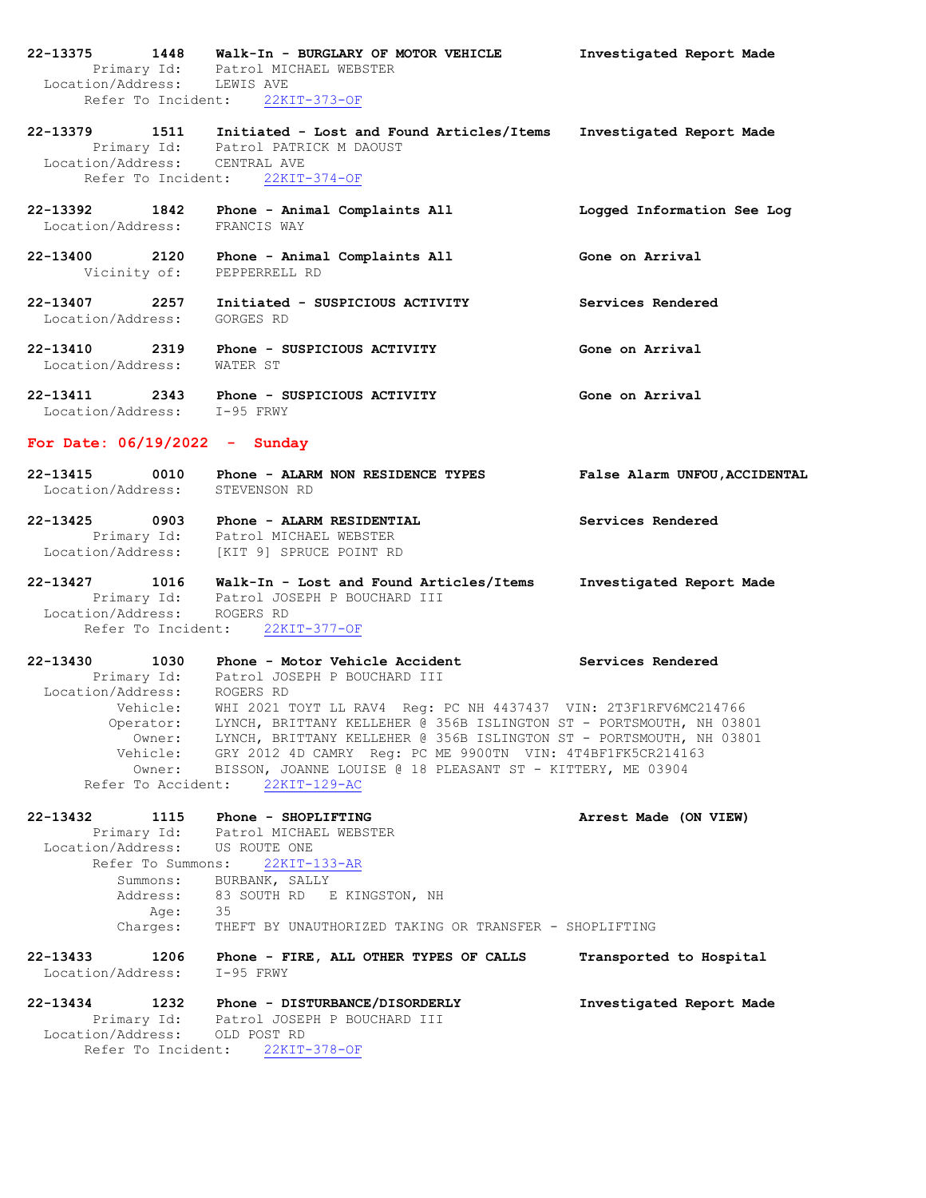**22-13375 1448 Walk-In - BURGLARY OF MOTOR VEHICLE** **Investigated Report Made**
Primary Id: Patrol MICHAEL WEBSTER
Location/Address: LEWIS AVE
Refer To Incident: 22KIT-373-OF

**22-13379 1511 Initiated - Lost and Found Articles/Items** **Investigated Report Made**
Primary Id: Patrol PATRICK M DAOUST
Location/Address: CENTRAL AVE
Refer To Incident: 22KIT-374-OF

**22-13392 1842 Phone - Animal Complaints All** **Logged Information See Log**
Location/Address: FRANCIS WAY

**22-13400 2120 Phone - Animal Complaints All** **Gone on Arrival**
Vicinity of: PEPPERRELL RD

**22-13407 2257 Initiated - SUSPICIOUS ACTIVITY** **Services Rendered**
Location/Address: GORGES RD

**22-13410 2319 Phone - SUSPICIOUS ACTIVITY** **Gone on Arrival**
Location/Address: WATER ST

**22-13411 2343 Phone - SUSPICIOUS ACTIVITY** **Gone on Arrival**
Location/Address: I-95 FRWY

## For Date: 06/19/2022 - Sunday

**22-13415 0010 Phone - ALARM NON RESIDENCE TYPES** **False Alarm UNFOU,ACCIDENTAL**
Location/Address: STEVENSON RD

**22-13425 0903 Phone - ALARM RESIDENTIAL** **Services Rendered**
Primary Id: Patrol MICHAEL WEBSTER
Location/Address: [KIT 9] SPRUCE POINT RD

**22-13427 1016 Walk-In - Lost and Found Articles/Items** **Investigated Report Made**
Primary Id: Patrol JOSEPH P BOUCHARD III
Location/Address: ROGERS RD
Refer To Incident: 22KIT-377-OF

**22-13430 1030 Phone - Motor Vehicle Accident** **Services Rendered**
Primary Id: Patrol JOSEPH P BOUCHARD III
Location/Address: ROGERS RD
Vehicle: WHI 2021 TOYT LL RAV4 Reg: PC NH 4437437 VIN: 2T3F1RFV6MC214766
Operator: LYNCH, BRITTANY KELLEHER @ 356B ISLINGTON ST - PORTSMOUTH, NH 03801
Owner: LYNCH, BRITTANY KELLEHER @ 356B ISLINGTON ST - PORTSMOUTH, NH 03801
Vehicle: GRY 2012 4D CAMRY Reg: PC ME 9900TN VIN: 4T4BF1FK5CR214163
Owner: BISSON, JOANNE LOUISE @ 18 PLEASANT ST - KITTERY, ME 03904
Refer To Accident: 22KIT-129-AC

**22-13432 1115 Phone - SHOPLIFTING** **Arrest Made (ON VIEW)**
Primary Id: Patrol MICHAEL WEBSTER
Location/Address: US ROUTE ONE
Refer To Summons: 22KIT-133-AR
Summons: BURBANK, SALLY
Address: 83 SOUTH RD E KINGSTON, NH
Age: 35
Charges: THEFT BY UNAUTHORIZED TAKING OR TRANSFER - SHOPLIFTING

**22-13433 1206 Phone - FIRE, ALL OTHER TYPES OF CALLS** **Transported to Hospital**
Location/Address: I-95 FRWY

**22-13434 1232 Phone - DISTURBANCE/DISORDERLY** **Investigated Report Made**
Primary Id: Patrol JOSEPH P BOUCHARD III
Location/Address: OLD POST RD
Refer To Incident: 22KIT-378-OF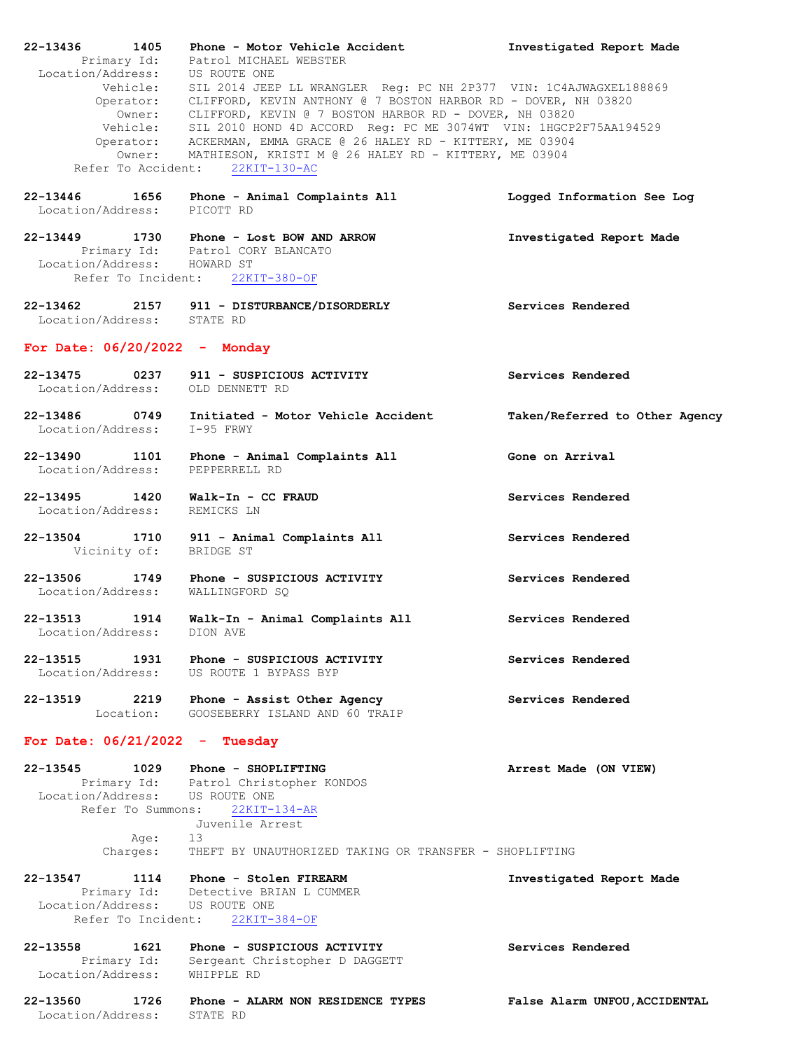**22-13436 1405 Phone - Motor Vehicle Accident** **Investigated Report Made**
Primary Id: Patrol MICHAEL WEBSTER
Location/Address: US ROUTE ONE
Vehicle: SIL 2014 JEEP LL WRANGLER Reg: PC NH 2P377 VIN: 1C4AJWAGXEL188869
Operator: CLIFFORD, KEVIN ANTHONY @ 7 BOSTON HARBOR RD - DOVER, NH 03820
Owner: CLIFFORD, KEVIN @ 7 BOSTON HARBOR RD - DOVER, NH 03820
Vehicle: SIL 2010 HOND 4D ACCORD Reg: PC ME 3074WT VIN: 1HGCP2F75AA194529
Operator: ACKERMAN, EMMA GRACE @ 26 HALEY RD - KITTERY, ME 03904
Owner: MATHIESON, KRISTI M @ 26 HALEY RD - KITTERY, ME 03904
Refer To Accident: 22KIT-130-AC

**22-13446 1656 Phone - Animal Complaints All** **Logged Information See Log**
Location/Address: PICOTT RD

**22-13449 1730 Phone - Lost BOW AND ARROW** **Investigated Report Made**
Primary Id: Patrol CORY BLANCATO
Location/Address: HOWARD ST
Refer To Incident: 22KIT-380-OF

**22-13462 2157 911 - DISTURBANCE/DISORDERLY** **Services Rendered**
Location/Address: STATE RD

## For Date: 06/20/2022 - Monday

**22-13475 0237 911 - SUSPICIOUS ACTIVITY** **Services Rendered**
Location/Address: OLD DENNETT RD

**22-13486 0749 Initiated - Motor Vehicle Accident** **Taken/Referred to Other Agency**
Location/Address: I-95 FRWY

**22-13490 1101 Phone - Animal Complaints All** **Gone on Arrival**
Location/Address: PEPPERRELL RD

**22-13495 1420 Walk-In - CC FRAUD** **Services Rendered**
Location/Address: REMICKS LN

**22-13504 1710 911 - Animal Complaints All** **Services Rendered**
Vicinity of: BRIDGE ST

**22-13506 1749 Phone - SUSPICIOUS ACTIVITY** **Services Rendered**
Location/Address: WALLINGFORD SQ

**22-13513 1914 Walk-In - Animal Complaints All** **Services Rendered**
Location/Address: DION AVE

**22-13515 1931 Phone - SUSPICIOUS ACTIVITY** **Services Rendered**
Location/Address: US ROUTE 1 BYPASS BYP

**22-13519 2219 Phone - Assist Other Agency** **Services Rendered**
Location: GOOSEBERRY ISLAND AND 60 TRAIP

## For Date: 06/21/2022 - Tuesday

**22-13545 1029 Phone - SHOPLIFTING** **Arrest Made (ON VIEW)**
Primary Id: Patrol Christopher KONDOS
Location/Address: US ROUTE ONE
Refer To Summons: 22KIT-134-AR
Juvenile Arrest
Age: 13
Charges: THEFT BY UNAUTHORIZED TAKING OR TRANSFER - SHOPLIFTING

**22-13547 1114 Phone - Stolen FIREARM** **Investigated Report Made**
Primary Id: Detective BRIAN L CUMMER
Location/Address: US ROUTE ONE
Refer To Incident: 22KIT-384-OF

**22-13558 1621 Phone - SUSPICIOUS ACTIVITY** **Services Rendered**
Primary Id: Sergeant Christopher D DAGGETT
Location/Address: WHIPPLE RD

**22-13560 1726 Phone - ALARM NON RESIDENCE TYPES** **False Alarm UNFOU,ACCIDENTAL**
Location/Address: STATE RD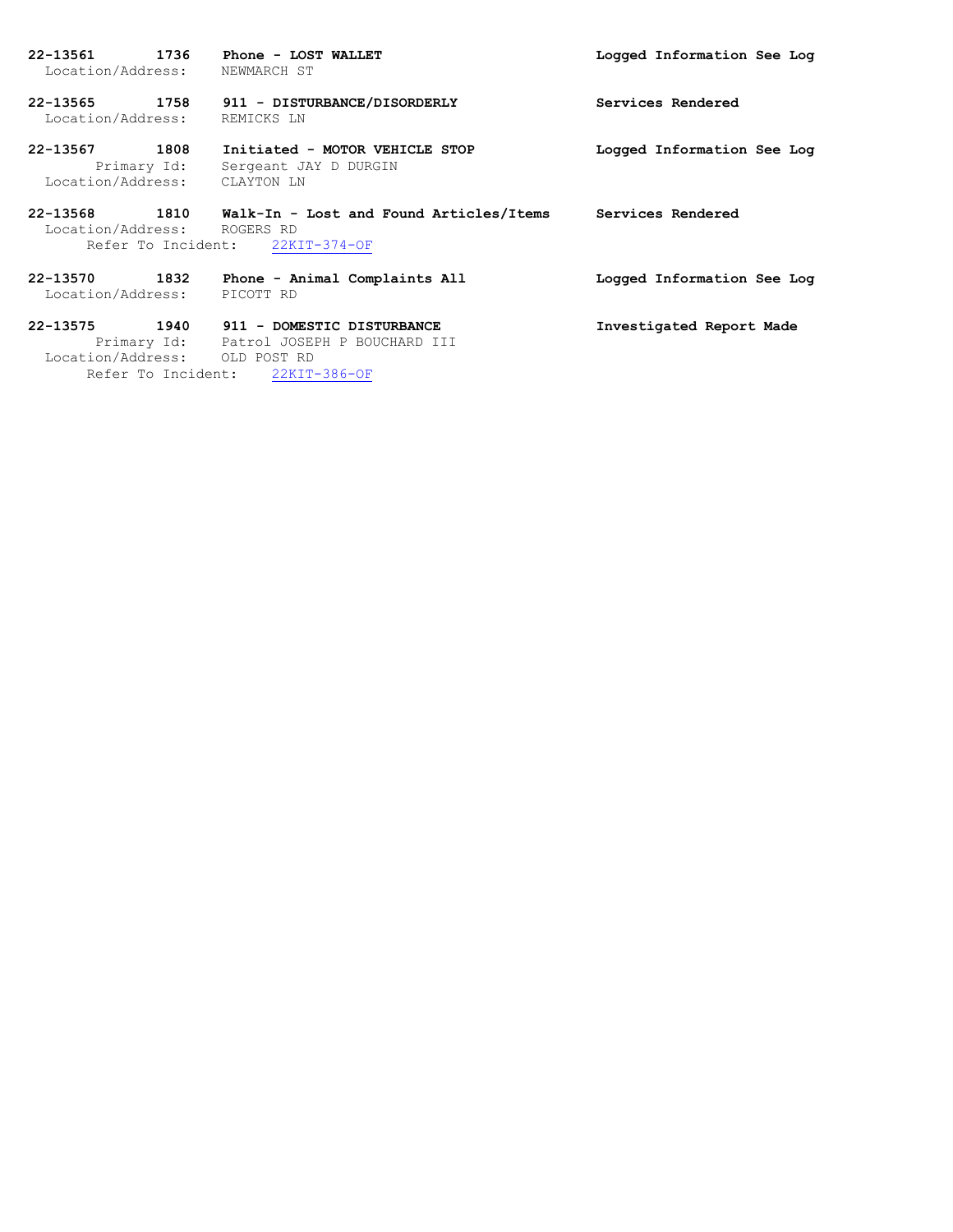**22-13561 1736 Phone - LOST WALLET** **Logged Information See Log**
Location/Address: NEWMARCH ST

**22-13565 1758 911 - DISTURBANCE/DISORDERLY** **Services Rendered**
Location/Address: REMICKS LN

**22-13567 1808 Initiated - MOTOR VEHICLE STOP** **Logged Information See Log**
Primary Id: Sergeant JAY D DURGIN
Location/Address: CLAYTON LN

**22-13568 1810 Walk-In - Lost and Found Articles/Items** **Services Rendered**
Location/Address: ROGERS RD
Refer To Incident: 22KIT-374-OF

**22-13570 1832 Phone - Animal Complaints All** **Logged Information See Log**
Location/Address: PICOTT RD

**22-13575 1940 911 - DOMESTIC DISTURBANCE** **Investigated Report Made**
Primary Id: Patrol JOSEPH P BOUCHARD III
Location/Address: OLD POST RD
Refer To Incident: 22KIT-386-OF